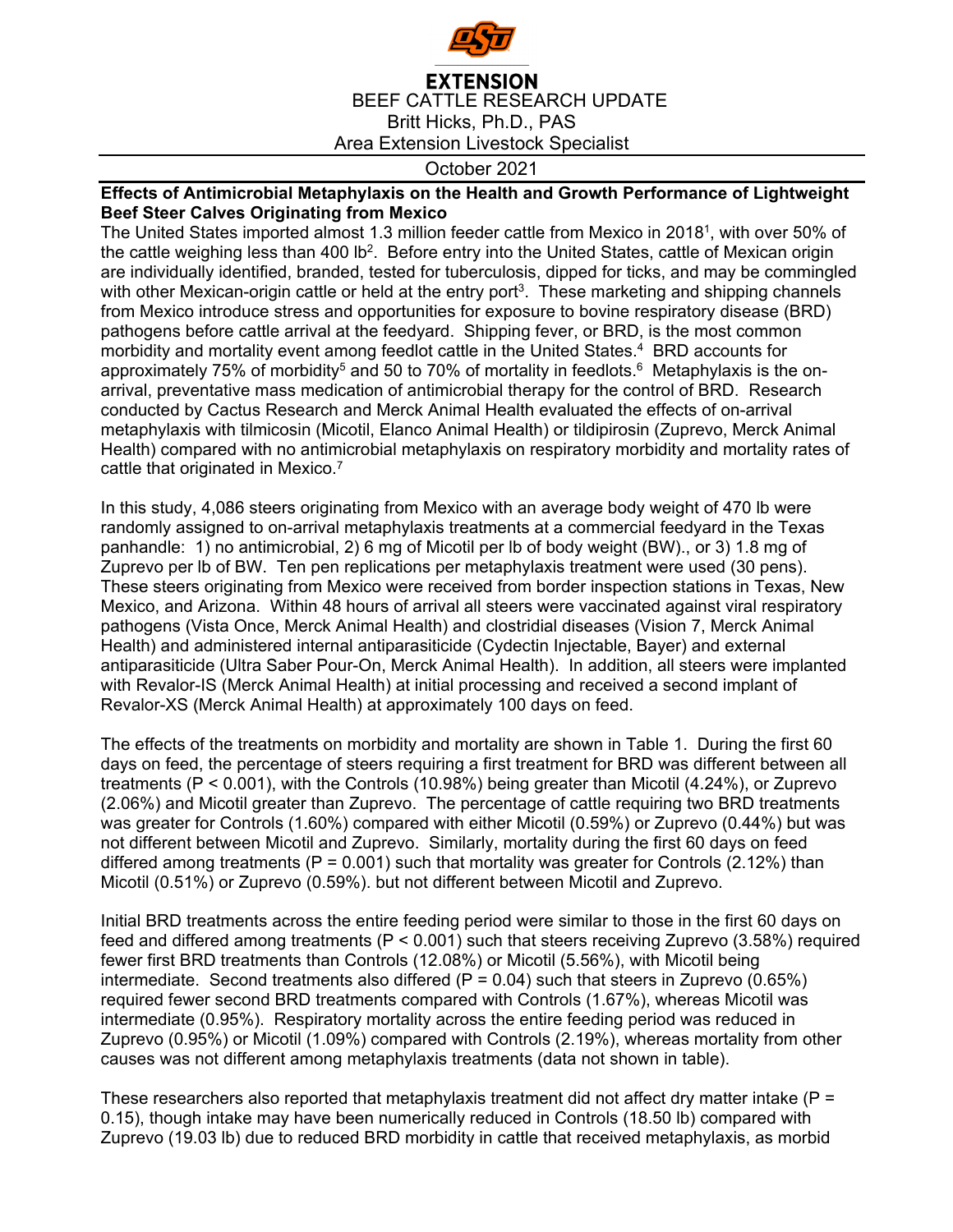**EXTENSION**

BEEF CATTLE RESEARCH UPDATE

Britt Hicks, Ph.D., PAS

Area Extension Livestock Specialist

October 2021

## Effects of Antimicrobial Metaphylaxis on the Health and Growth Performance of Lightweight Beef Steer Calves Originating from Mexico

The United States imported almost 1.3 million feeder cattle from Mexico in 2018[1], with over 50% of the cattle weighing less than 400 lb[2]. Before entry into the United States, cattle of Mexican origin are individually identified, branded, tested for tuberculosis, dipped for ticks, and may be commingled with other Mexican-origin cattle or held at the entry port[3]. These marketing and shipping channels from Mexico introduce stress and opportunities for exposure to bovine respiratory disease (BRD) pathogens before cattle arrival at the feedyard. Shipping fever, or BRD, is the most common morbidity and mortality event among feedlot cattle in the United States.[4] BRD accounts for approximately 75% of morbidity[5] and 50 to 70% of mortality in feedlots.[6] Metaphylaxis is the on-arrival, preventative mass medication of antimicrobial therapy for the control of BRD. Research conducted by Cactus Research and Merck Animal Health evaluated the effects of on-arrival metaphylaxis with tilmicosin (Micotil, Elanco Animal Health) or tildipirosin (Zuprevo, Merck Animal Health) compared with no antimicrobial metaphylaxis on respiratory morbidity and mortality rates of cattle that originated in Mexico.[7]

In this study, 4,086 steers originating from Mexico with an average body weight of 470 lb were randomly assigned to on-arrival metaphylaxis treatments at a commercial feedyard in the Texas panhandle: 1) no antimicrobial, 2) 6 mg of Micotil per lb of body weight (BW)., or 3) 1.8 mg of Zuprevo per lb of BW. Ten pen replications per metaphylaxis treatment were used (30 pens). These steers originating from Mexico were received from border inspection stations in Texas, New Mexico, and Arizona. Within 48 hours of arrival all steers were vaccinated against viral respiratory pathogens (Vista Once, Merck Animal Health) and clostridial diseases (Vision 7, Merck Animal Health) and administered internal antiparasiticide (Cydectin Injectable, Bayer) and external antiparasiticide (Ultra Saber Pour-On, Merck Animal Health). In addition, all steers were implanted with Revalor-IS (Merck Animal Health) at initial processing and received a second implant of Revalor-XS (Merck Animal Health) at approximately 100 days on feed.

The effects of the treatments on morbidity and mortality are shown in Table 1. During the first 60 days on feed, the percentage of steers requiring a first treatment for BRD was different between all treatments ($P < 0.001$), with the Controls (10.98%) being greater than Micotil (4.24%), or Zuprevo (2.06%) and Micotil greater than Zuprevo. The percentage of cattle requiring two BRD treatments was greater for Controls (1.60%) compared with either Micotil (0.59%) or Zuprevo (0.44%) but was not different between Micotil and Zuprevo. Similarly, mortality during the first 60 days on feed differed among treatments ($P = 0.001$) such that mortality was greater for Controls (2.12%) than Micotil (0.51%) or Zuprevo (0.59%). but not different between Micotil and Zuprevo.

Initial BRD treatments across the entire feeding period were similar to those in the first 60 days on feed and differed among treatments ($P < 0.001$) such that steers receiving Zuprevo (3.58%) required fewer first BRD treatments than Controls (12.08%) or Micotil (5.56%), with Micotil being intermediate. Second treatments also differed ($P = 0.04$) such that steers in Zuprevo (0.65%) required fewer second BRD treatments compared with Controls (1.67%), whereas Micotil was intermediate (0.95%). Respiratory mortality across the entire feeding period was reduced in Zuprevo (0.95%) or Micotil (1.09%) compared with Controls (2.19%), whereas mortality from other causes was not different among metaphylaxis treatments (data not shown in table).

These researchers also reported that metaphylaxis treatment did not affect dry matter intake ($P = 0.15$), though intake may have been numerically reduced in Controls (18.50 lb) compared with Zuprevo (19.03 lb) due to reduced BRD morbidity in cattle that received metaphylaxis, as morbid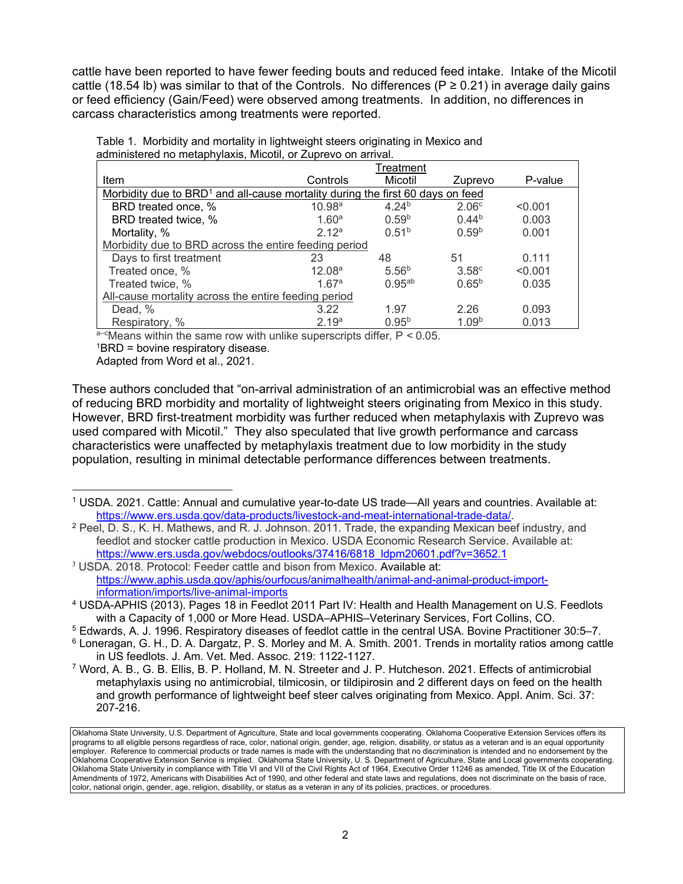cattle have been reported to have fewer feeding bouts and reduced feed intake. Intake of the Micotil cattle (18.54 lb) was similar to that of the Controls. No differences ($P \geq 0.21$) in average daily gains or feed efficiency (Gain/Feed) were observed among treatments. In addition, no differences in carcass characteristics among treatments were reported.

Table 1. Morbidity and mortality in lightweight steers originating in Mexico and administered no metaphylaxis, Micotil, or Zuprevo on arrival.

| | Treatment | | | |
|---|---|---|---|---|
| Item | Controls | Micotil | Zuprevo | P-value |
| Morbidity due to BRD[1] and all-cause mortality during the first 60 days on feed | | | | |
| BRD treated once, % | 10.98[a] | 4.24[b] | 2.06[c] | <0.001 |
| BRD treated twice, % | 1.60[a] | 0.59[b] | 0.44[b] | 0.003 |
| Mortality, % | 2.12[a] | 0.51[b] | 0.59[b] | 0.001 |
| Morbidity due to BRD across the entire feeding period | | | | |
| Days to first treatment | 23 | 48 | 51 | 0.111 |
| Treated once, % | 12.08[a] | 5.56[b] | 3.58[c] | <0.001 |
| Treated twice, % | 1.67[a] | 0.95[ab] | 0.65[b] | 0.035 |
| All-cause mortality across the entire feeding period | | | | |
| Dead, % | 3.22 | 1.97 | 2.26 | 0.093 |
| Respiratory, % | 2.19[a] | 0.95[b] | 1.09[b] | 0.013 |

[a–c]Means within the same row with unlike superscripts differ, $P < 0.05$.
[1]BRD = bovine respiratory disease.
Adapted from Word et al., 2021.

These authors concluded that "on-arrival administration of an antimicrobial was an effective method of reducing BRD morbidity and mortality of lightweight steers originating from Mexico in this study. However, BRD first-treatment morbidity was further reduced when metaphylaxis with Zuprevo was used compared with Micotil." They also speculated that live growth performance and carcass characteristics were unaffected by metaphylaxis treatment due to low morbidity in the study population, resulting in minimal detectable performance differences between treatments.

---

[1] USDA. 2021. Cattle: Annual and cumulative year-to-date US trade—All years and countries. Available at: https://www.ers.usda.gov/data-products/livestock-and-meat-international-trade-data/.

[2] Peel, D. S., K. H. Mathews, and R. J. Johnson. 2011. Trade, the expanding Mexican beef industry, and feedlot and stocker cattle production in Mexico. USDA Economic Research Service. Available at: https://www.ers.usda.gov/webdocs/outlooks/37416/6818_ldpm20601.pdf?v=3652.1

[3] USDA. 2018. Protocol: Feeder cattle and bison from Mexico. Available at: https://www.aphis.usda.gov/aphis/ourfocus/animalhealth/animal-and-animal-product-import-information/imports/live-animal-imports

[4] USDA-APHIS (2013). Pages 18 in Feedlot 2011 Part IV: Health and Health Management on U.S. Feedlots with a Capacity of 1,000 or More Head. USDA–APHIS–Veterinary Services, Fort Collins, CO.

[5] Edwards, A. J. 1996. Respiratory diseases of feedlot cattle in the central USA. Bovine Practitioner 30:5–7.

[6] Loneragan, G. H., D. A. Dargatz, P. S. Morley and M. A. Smith. 2001. Trends in mortality ratios among cattle in US feedlots. J. Am. Vet. Med. Assoc. 219: 1122-1127.

[7] Word, A. B., G. B. Ellis, B. P. Holland, M. N. Streeter and J. P. Hutcheson. 2021. Effects of antimicrobial metaphylaxis using no antimicrobial, tilmicosin, or tildipirosin and 2 different days on feed on the health and growth performance of lightweight beef steer calves originating from Mexico. Appl. Anim. Sci. 37: 207-216.

Oklahoma State University, U.S. Department of Agriculture, State and local governments cooperating. Oklahoma Cooperative Extension Services offers its programs to all eligible persons regardless of race, color, national origin, gender, age, religion, disability, or status as a veteran and is an equal opportunity employer. Reference to commercial products or trade names is made with the understanding that no discrimination is intended and no endorsement by the Oklahoma Cooperative Extension Service is implied. Oklahoma State University, U. S. Department of Agriculture, State and Local governments cooperating. Oklahoma State University in compliance with Title VI and VII of the Civil Rights Act of 1964, Executive Order 11246 as amended, Title IX of the Education Amendments of 1972, Americans with Disabilities Act of 1990, and other federal and state laws and regulations, does not discriminate on the basis of race, color, national origin, gender, age, religion, disability, or status as a veteran in any of its policies, practices, or procedures.